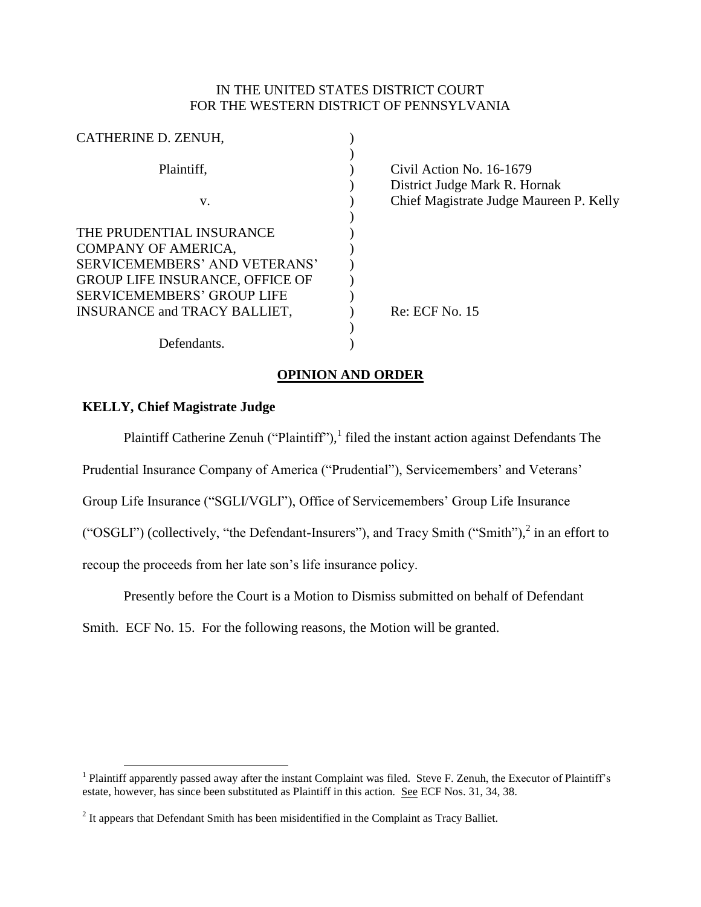IN THE UNITED STATES DISTRICT COURT
FOR THE WESTERN DISTRICT OF PENNSYLVANIA

| | | |
|---|---|---|
| CATHERINE D. ZENUH, | ) | |
| | ) | |
| Plaintiff, | ) | Civil Action No. 16-1679 |
| | ) | District Judge Mark R. Hornak |
| v. | ) | Chief Magistrate Judge Maureen P. Kelly |
| | ) | |
| THE PRUDENTIAL INSURANCE COMPANY OF AMERICA, SERVICEMEMBERS' AND VETERANS' GROUP LIFE INSURANCE, OFFICE OF SERVICEMEMBERS' GROUP LIFE INSURANCE and TRACY BALLIET, | ) | Re: ECF No. 15 |
| | ) | |
| Defendants. | ) | |

## OPINION AND ORDER

**KELLY, Chief Magistrate Judge**

Plaintiff Catherine Zenuh ("Plaintiff"),[1] filed the instant action against Defendants The Prudential Insurance Company of America ("Prudential"), Servicemembers' and Veterans' Group Life Insurance ("SGLI/VGLI"), Office of Servicemembers' Group Life Insurance ("OSGLI") (collectively, "the Defendant-Insurers"), and Tracy Smith ("Smith"),[2] in an effort to recoup the proceeds from her late son's life insurance policy.

Presently before the Court is a Motion to Dismiss submitted on behalf of Defendant Smith. ECF No. 15. For the following reasons, the Motion will be granted.

---

[1] Plaintiff apparently passed away after the instant Complaint was filed. Steve F. Zenuh, the Executor of Plaintiff's estate, however, has since been substituted as Plaintiff in this action. See ECF Nos. 31, 34, 38.

[2] It appears that Defendant Smith has been misidentified in the Complaint as Tracy Balliet.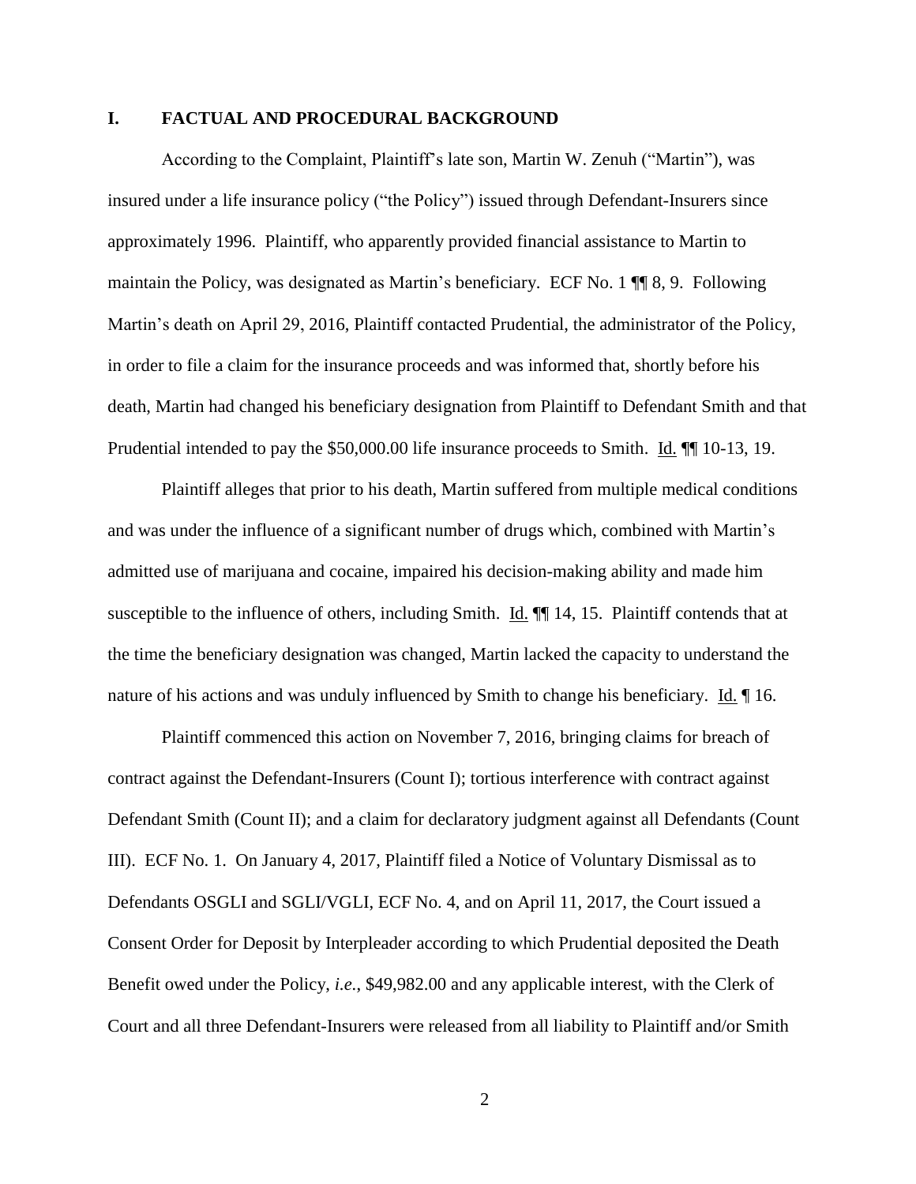## I. FACTUAL AND PROCEDURAL BACKGROUND

According to the Complaint, Plaintiff's late son, Martin W. Zenuh ("Martin"), was insured under a life insurance policy ("the Policy") issued through Defendant-Insurers since approximately 1996. Plaintiff, who apparently provided financial assistance to Martin to maintain the Policy, was designated as Martin's beneficiary. ECF No. 1 ¶¶ 8, 9. Following Martin's death on April 29, 2016, Plaintiff contacted Prudential, the administrator of the Policy, in order to file a claim for the insurance proceeds and was informed that, shortly before his death, Martin had changed his beneficiary designation from Plaintiff to Defendant Smith and that Prudential intended to pay the $50,000.00 life insurance proceeds to Smith. Id. ¶¶ 10-13, 19.

Plaintiff alleges that prior to his death, Martin suffered from multiple medical conditions and was under the influence of a significant number of drugs which, combined with Martin's admitted use of marijuana and cocaine, impaired his decision-making ability and made him susceptible to the influence of others, including Smith. Id. ¶¶ 14, 15. Plaintiff contends that at the time the beneficiary designation was changed, Martin lacked the capacity to understand the nature of his actions and was unduly influenced by Smith to change his beneficiary. Id. ¶ 16.

Plaintiff commenced this action on November 7, 2016, bringing claims for breach of contract against the Defendant-Insurers (Count I); tortious interference with contract against Defendant Smith (Count II); and a claim for declaratory judgment against all Defendants (Count III). ECF No. 1. On January 4, 2017, Plaintiff filed a Notice of Voluntary Dismissal as to Defendants OSGLI and SGLI/VGLI, ECF No. 4, and on April 11, 2017, the Court issued a Consent Order for Deposit by Interpleader according to which Prudential deposited the Death Benefit owed under the Policy, *i.e.*, $49,982.00 and any applicable interest, with the Clerk of Court and all three Defendant-Insurers were released from all liability to Plaintiff and/or Smith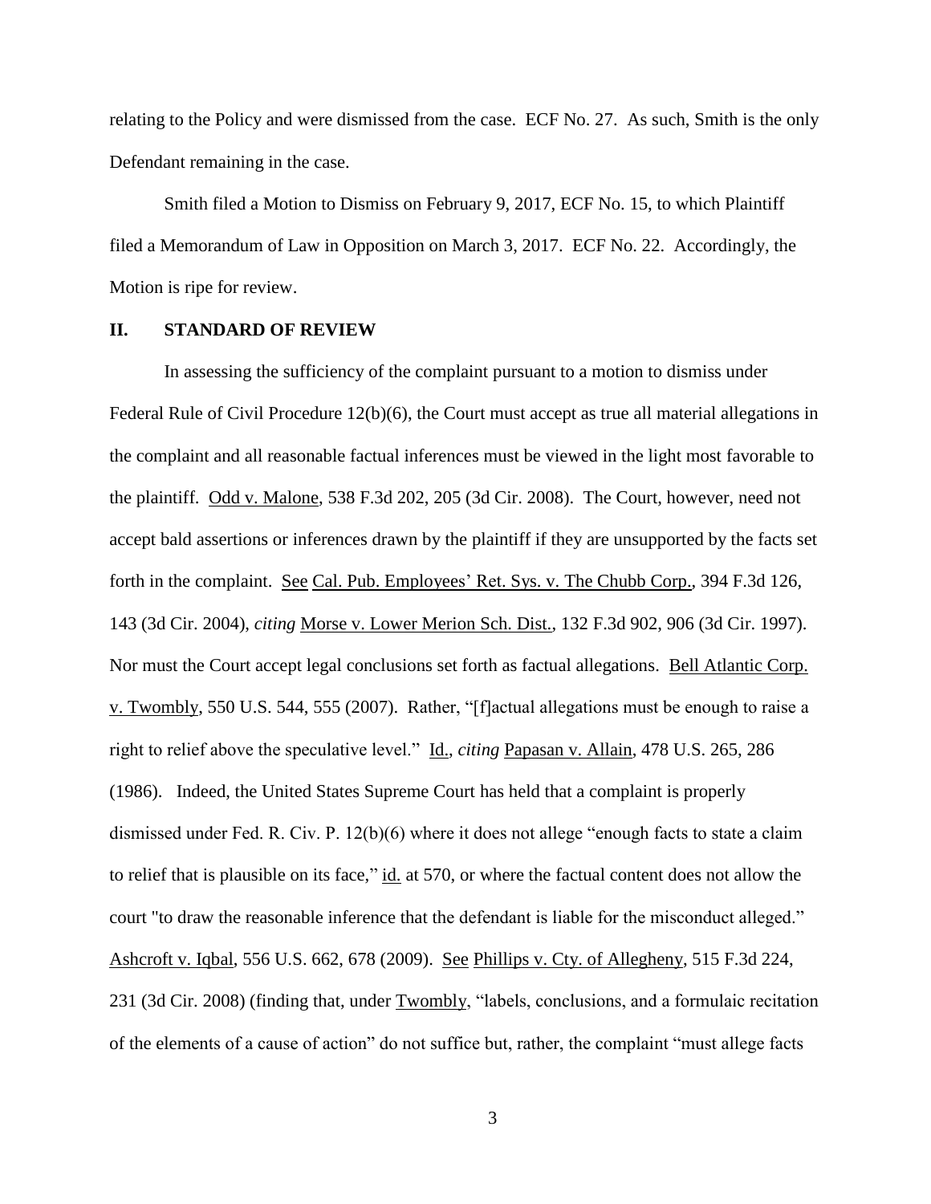relating to the Policy and were dismissed from the case. ECF No. 27. As such, Smith is the only Defendant remaining in the case.

Smith filed a Motion to Dismiss on February 9, 2017, ECF No. 15, to which Plaintiff filed a Memorandum of Law in Opposition on March 3, 2017. ECF No. 22. Accordingly, the Motion is ripe for review.

## II. STANDARD OF REVIEW

In assessing the sufficiency of the complaint pursuant to a motion to dismiss under Federal Rule of Civil Procedure 12(b)(6), the Court must accept as true all material allegations in the complaint and all reasonable factual inferences must be viewed in the light most favorable to the plaintiff. Odd v. Malone, 538 F.3d 202, 205 (3d Cir. 2008). The Court, however, need not accept bald assertions or inferences drawn by the plaintiff if they are unsupported by the facts set forth in the complaint. See Cal. Pub. Employees' Ret. Sys. v. The Chubb Corp., 394 F.3d 126, 143 (3d Cir. 2004), *citing* Morse v. Lower Merion Sch. Dist., 132 F.3d 902, 906 (3d Cir. 1997). Nor must the Court accept legal conclusions set forth as factual allegations. Bell Atlantic Corp. v. Twombly, 550 U.S. 544, 555 (2007). Rather, "[f]actual allegations must be enough to raise a right to relief above the speculative level." Id., *citing* Papasan v. Allain, 478 U.S. 265, 286 (1986). Indeed, the United States Supreme Court has held that a complaint is properly dismissed under Fed. R. Civ. P. 12(b)(6) where it does not allege "enough facts to state a claim to relief that is plausible on its face," id. at 570, or where the factual content does not allow the court "to draw the reasonable inference that the defendant is liable for the misconduct alleged." Ashcroft v. Iqbal, 556 U.S. 662, 678 (2009). See Phillips v. Cty. of Allegheny, 515 F.3d 224, 231 (3d Cir. 2008) (finding that, under Twombly, "labels, conclusions, and a formulaic recitation of the elements of a cause of action" do not suffice but, rather, the complaint "must allege facts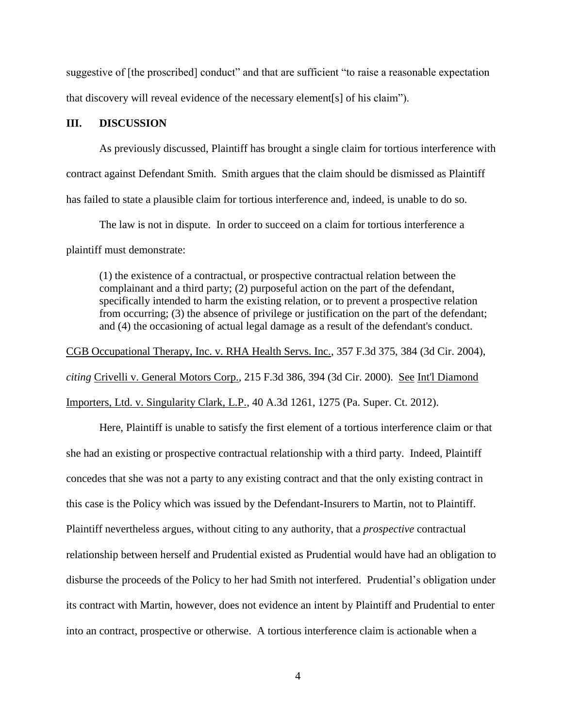suggestive of [the proscribed] conduct" and that are sufficient "to raise a reasonable expectation that discovery will reveal evidence of the necessary element[s] of his claim").

## III. DISCUSSION

As previously discussed, Plaintiff has brought a single claim for tortious interference with contract against Defendant Smith. Smith argues that the claim should be dismissed as Plaintiff has failed to state a plausible claim for tortious interference and, indeed, is unable to do so.

The law is not in dispute. In order to succeed on a claim for tortious interference a plaintiff must demonstrate:

> (1) the existence of a contractual, or prospective contractual relation between the complainant and a third party; (2) purposeful action on the part of the defendant, specifically intended to harm the existing relation, or to prevent a prospective relation from occurring; (3) the absence of privilege or justification on the part of the defendant; and (4) the occasioning of actual legal damage as a result of the defendant's conduct.

CGB Occupational Therapy, Inc. v. RHA Health Servs. Inc., 357 F.3d 375, 384 (3d Cir. 2004), *citing* Crivelli v. General Motors Corp., 215 F.3d 386, 394 (3d Cir. 2000). See Int'l Diamond Importers, Ltd. v. Singularity Clark, L.P., 40 A.3d 1261, 1275 (Pa. Super. Ct. 2012).

Here, Plaintiff is unable to satisfy the first element of a tortious interference claim or that she had an existing or prospective contractual relationship with a third party. Indeed, Plaintiff concedes that she was not a party to any existing contract and that the only existing contract in this case is the Policy which was issued by the Defendant-Insurers to Martin, not to Plaintiff. Plaintiff nevertheless argues, without citing to any authority, that a *prospective* contractual relationship between herself and Prudential existed as Prudential would have had an obligation to disburse the proceeds of the Policy to her had Smith not interfered. Prudential's obligation under its contract with Martin, however, does not evidence an intent by Plaintiff and Prudential to enter into an contract, prospective or otherwise. A tortious interference claim is actionable when a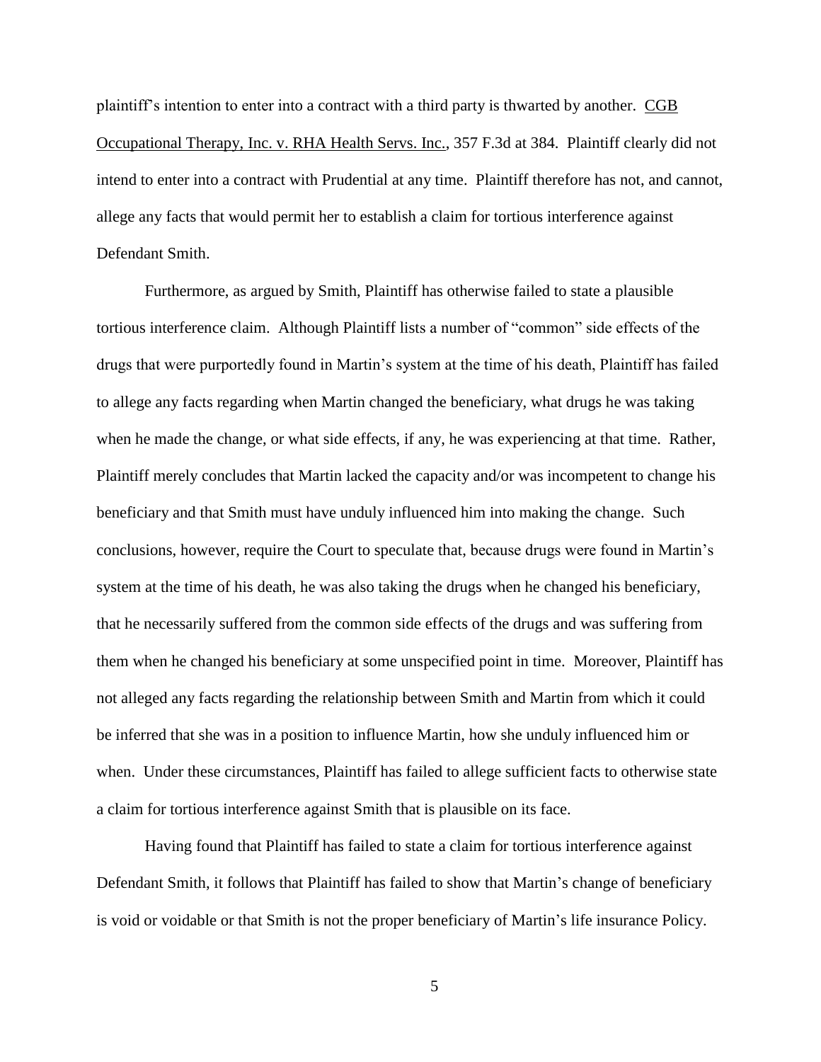plaintiff's intention to enter into a contract with a third party is thwarted by another. CGB Occupational Therapy, Inc. v. RHA Health Servs. Inc., 357 F.3d at 384. Plaintiff clearly did not intend to enter into a contract with Prudential at any time. Plaintiff therefore has not, and cannot, allege any facts that would permit her to establish a claim for tortious interference against Defendant Smith.

Furthermore, as argued by Smith, Plaintiff has otherwise failed to state a plausible tortious interference claim. Although Plaintiff lists a number of "common" side effects of the drugs that were purportedly found in Martin's system at the time of his death, Plaintiff has failed to allege any facts regarding when Martin changed the beneficiary, what drugs he was taking when he made the change, or what side effects, if any, he was experiencing at that time. Rather, Plaintiff merely concludes that Martin lacked the capacity and/or was incompetent to change his beneficiary and that Smith must have unduly influenced him into making the change. Such conclusions, however, require the Court to speculate that, because drugs were found in Martin's system at the time of his death, he was also taking the drugs when he changed his beneficiary, that he necessarily suffered from the common side effects of the drugs and was suffering from them when he changed his beneficiary at some unspecified point in time. Moreover, Plaintiff has not alleged any facts regarding the relationship between Smith and Martin from which it could be inferred that she was in a position to influence Martin, how she unduly influenced him or when. Under these circumstances, Plaintiff has failed to allege sufficient facts to otherwise state a claim for tortious interference against Smith that is plausible on its face.

Having found that Plaintiff has failed to state a claim for tortious interference against Defendant Smith, it follows that Plaintiff has failed to show that Martin's change of beneficiary is void or voidable or that Smith is not the proper beneficiary of Martin's life insurance Policy.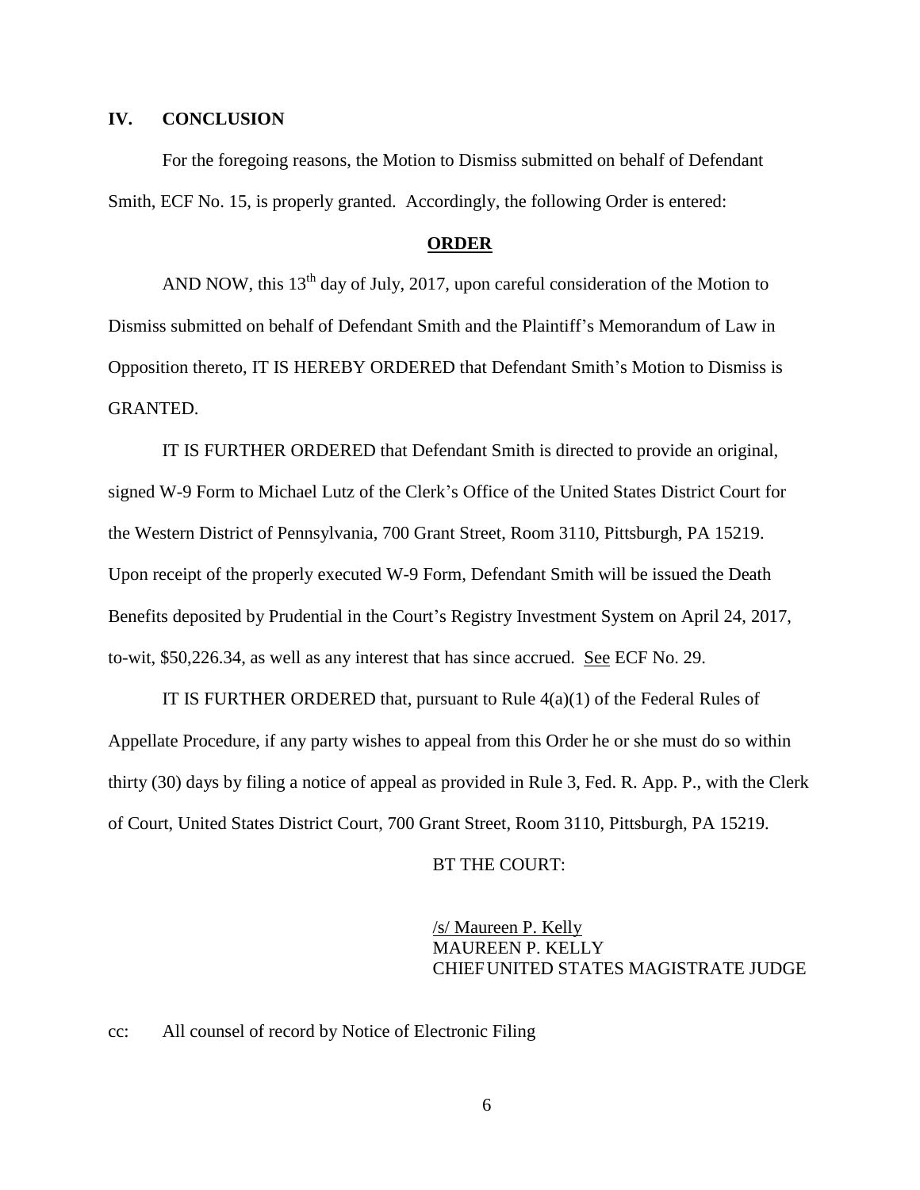## IV. CONCLUSION

For the foregoing reasons, the Motion to Dismiss submitted on behalf of Defendant Smith, ECF No. 15, is properly granted. Accordingly, the following Order is entered:

**ORDER**

AND NOW, this 13th day of July, 2017, upon careful consideration of the Motion to Dismiss submitted on behalf of Defendant Smith and the Plaintiff's Memorandum of Law in Opposition thereto, IT IS HEREBY ORDERED that Defendant Smith's Motion to Dismiss is GRANTED.

IT IS FURTHER ORDERED that Defendant Smith is directed to provide an original, signed W-9 Form to Michael Lutz of the Clerk's Office of the United States District Court for the Western District of Pennsylvania, 700 Grant Street, Room 3110, Pittsburgh, PA 15219. Upon receipt of the properly executed W-9 Form, Defendant Smith will be issued the Death Benefits deposited by Prudential in the Court's Registry Investment System on April 24, 2017, to-wit, $50,226.34, as well as any interest that has since accrued. See ECF No. 29.

IT IS FURTHER ORDERED that, pursuant to Rule 4(a)(1) of the Federal Rules of Appellate Procedure, if any party wishes to appeal from this Order he or she must do so within thirty (30) days by filing a notice of appeal as provided in Rule 3, Fed. R. App. P., with the Clerk of Court, United States District Court, 700 Grant Street, Room 3110, Pittsburgh, PA 15219.

BT THE COURT:

/s/ Maureen P. Kelly
MAUREEN P. KELLY
CHIEF UNITED STATES MAGISTRATE JUDGE

cc: All counsel of record by Notice of Electronic Filing